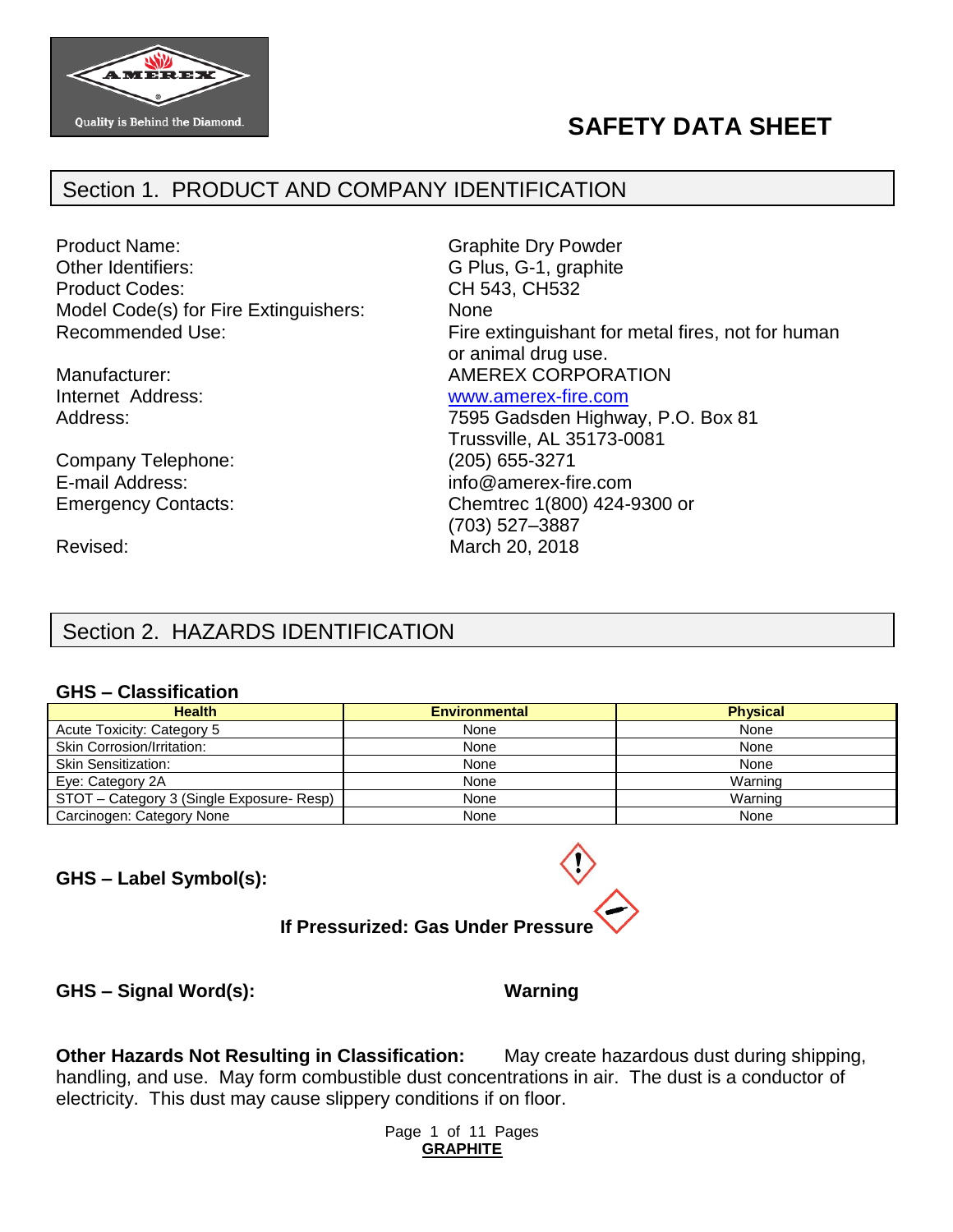# SAFETY DATA SHEET

## Section 1. PRODUCT AND COMPANY IDENTIFICATION

| | |
|---|---|
| Product Name: | Graphite Dry Powder |
| Other Identifiers: | G Plus, G-1, graphite |
| Product Codes: | CH 543, CH532 |
| Model Code(s) for Fire Extinguishers: | None |
| Recommended Use: | Fire extinguishant for metal fires, not for human or animal drug use. |
| Manufacturer: | AMEREX CORPORATION |
| Internet Address: | www.amerex-fire.com |
| Address: | 7595 Gadsden Highway, P.O. Box 81 Trussville, AL 35173-0081 |
| Company Telephone: | (205) 655-3271 |
| E-mail Address: | info@amerex-fire.com |
| Emergency Contacts: | Chemtrec 1(800) 424-9300 or (703) 527–3887 |
| Revised: | March 20, 2018 |

## Section 2. HAZARDS IDENTIFICATION

### GHS – Classification

| Health | Environmental | Physical |
|---|---|---|
| Acute Toxicity: Category 5 | None | None |
| Skin Corrosion/Irritation: | None | None |
| Skin Sensitization: | None | None |
| Eye: Category 2A | None | Warning |
| STOT – Category 3 (Single Exposure- Resp) | None | Warning |
| Carcinogen: Category None | None | None |

**GHS – Label Symbol(s):**

**If Pressurized: Gas Under Pressure**

**GHS – Signal Word(s):** **Warning**

**Other Hazards Not Resulting in Classification:** May create hazardous dust during shipping, handling, and use. May form combustible dust concentrations in air. The dust is a conductor of electricity. This dust may cause slippery conditions if on floor.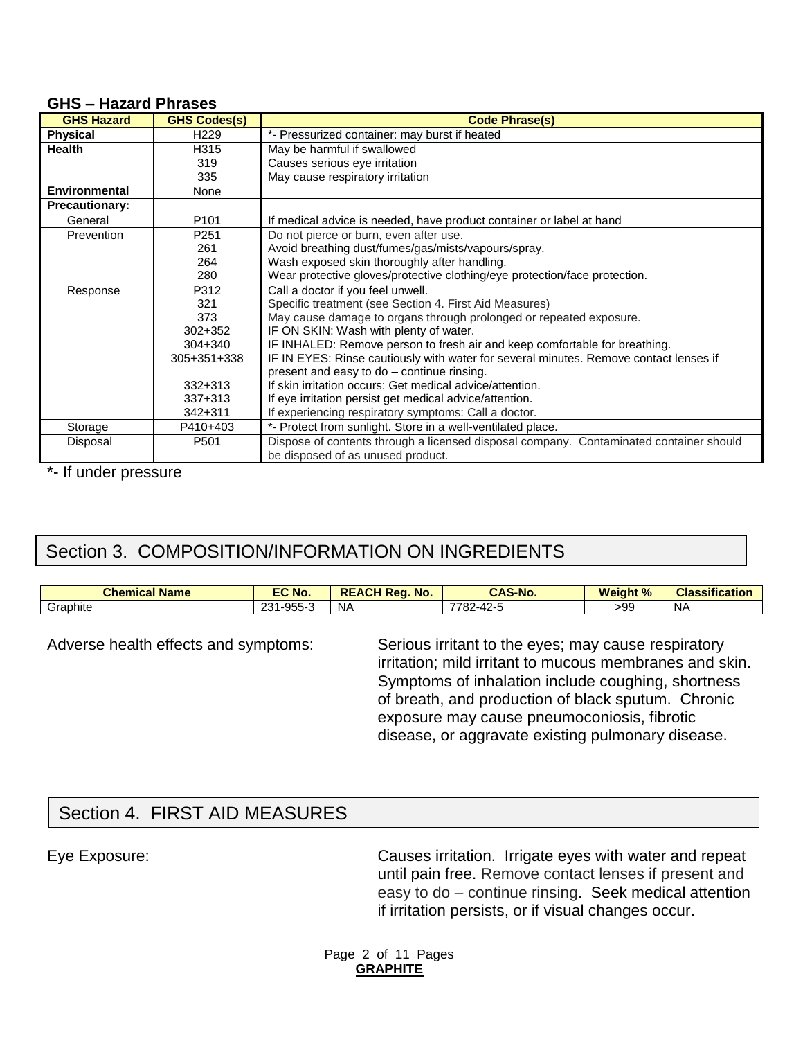### GHS – Hazard Phrases

| GHS Hazard | GHS Codes(s) | Code Phrase(s) |
|---|---|---|
| **Physical** | H229 | *- Pressurized container: may burst if heated |
| **Health** | H315 | May be harmful if swallowed |
| | 319 | Causes serious eye irritation |
| | 335 | May cause respiratory irritation |
| **Environmental** | None | |
| **Precautionary:** | | |
| General | P101 | If medical advice is needed, have product container or label at hand |
| Prevention | P251 | Do not pierce or burn, even after use. |
| | 261 | Avoid breathing dust/fumes/gas/mists/vapours/spray. |
| | 264 | Wash exposed skin thoroughly after handling. |
| | 280 | Wear protective gloves/protective clothing/eye protection/face protection. |
| Response | P312 | Call a doctor if you feel unwell. |
| | 321 | Specific treatment (see Section 4. First Aid Measures) |
| | 373 | May cause damage to organs through prolonged or repeated exposure. |
| | 302+352 | IF ON SKIN: Wash with plenty of water. |
| | 304+340 | IF INHALED: Remove person to fresh air and keep comfortable for breathing. |
| | 305+351+338 | IF IN EYES: Rinse cautiously with water for several minutes. Remove contact lenses if present and easy to do – continue rinsing. |
| | 332+313 | If skin irritation occurs: Get medical advice/attention. |
| | 337+313 | If eye irritation persist get medical advice/attention. |
| | 342+311 | If experiencing respiratory symptoms: Call a doctor. |
| Storage | P410+403 | *- Protect from sunlight. Store in a well-ventilated place. |
| Disposal | P501 | Dispose of contents through a licensed disposal company. Contaminated container should be disposed of as unused product. |

*- If under pressure

## Section 3. COMPOSITION/INFORMATION ON INGREDIENTS

| Chemical Name | EC No. | REACH Reg. No. | CAS-No. | Weight % | Classification |
|---|---|---|---|---|---|
| Graphite | 231-955-3 | NA | 7782-42-5 | >99 | NA |

Adverse health effects and symptoms: Serious irritant to the eyes; may cause respiratory irritation; mild irritant to mucous membranes and skin. Symptoms of inhalation include coughing, shortness of breath, and production of black sputum. Chronic exposure may cause pneumoconiosis, fibrotic disease, or aggravate existing pulmonary disease.

## Section 4. FIRST AID MEASURES

Eye Exposure: Causes irritation. Irrigate eyes with water and repeat until pain free. Remove contact lenses if present and easy to do – continue rinsing. Seek medical attention if irritation persists, or if visual changes occur.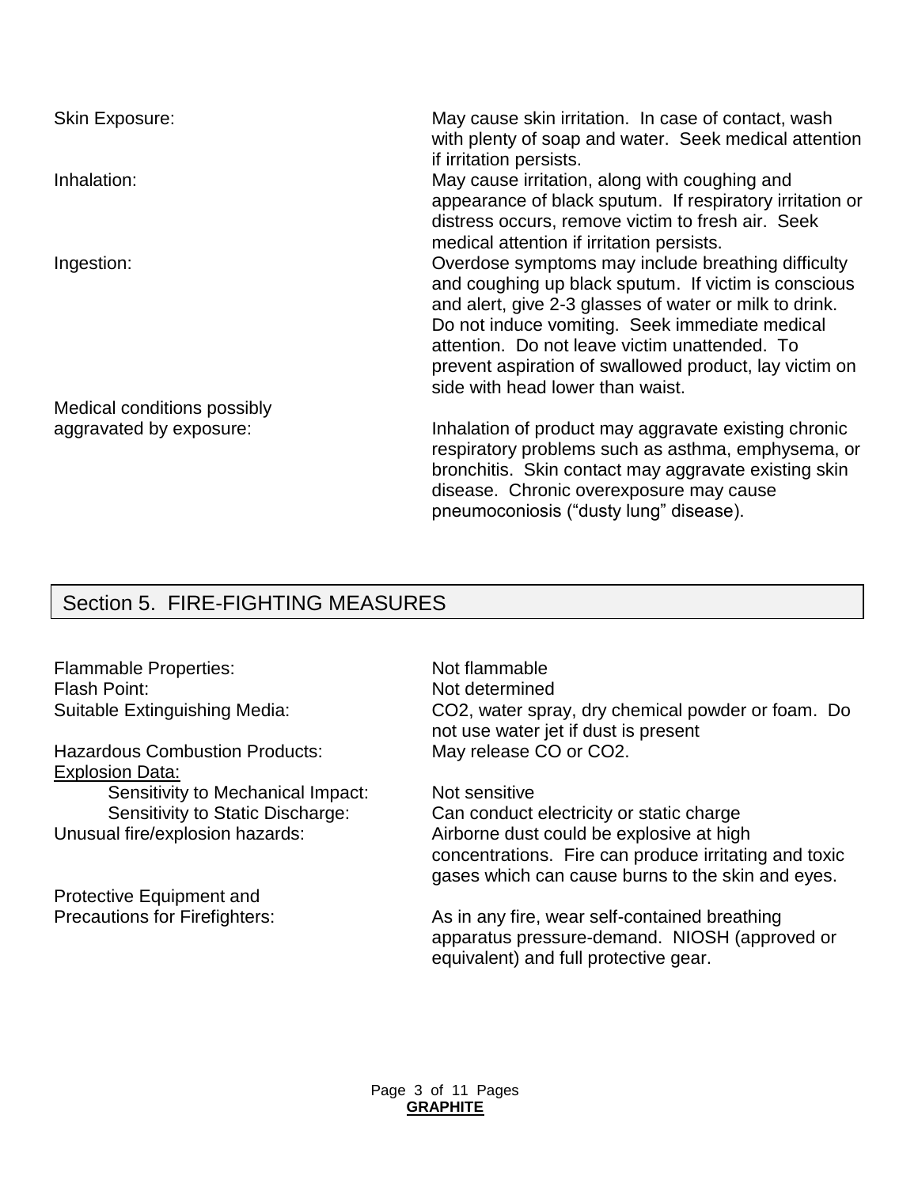| | |
|---|---|
| Skin Exposure: | May cause skin irritation. In case of contact, wash with plenty of soap and water. Seek medical attention if irritation persists. |
| Inhalation: | May cause irritation, along with coughing and appearance of black sputum. If respiratory irritation or distress occurs, remove victim to fresh air. Seek medical attention if irritation persists. |
| Ingestion: | Overdose symptoms may include breathing difficulty and coughing up black sputum. If victim is conscious and alert, give 2-3 glasses of water or milk to drink. Do not induce vomiting. Seek immediate medical attention. Do not leave victim unattended. To prevent aspiration of swallowed product, lay victim on side with head lower than waist. |
| Medical conditions possibly aggravated by exposure: | Inhalation of product may aggravate existing chronic respiratory problems such as asthma, emphysema, or bronchitis. Skin contact may aggravate existing skin disease. Chronic overexposure may cause pneumoconiosis (“dusty lung” disease). |

## Section 5. FIRE-FIGHTING MEASURES

| | |
|---|---|
| Flammable Properties: | Not flammable |
| Flash Point: | Not determined |
| Suitable Extinguishing Media: | $CO_2$, water spray, dry chemical powder or foam. Do not use water jet if dust is present |
| Hazardous Combustion Products: | May release CO or $CO_2$. |
| Explosion Data: | |
| Sensitivity to Mechanical Impact: | Not sensitive |
| Sensitivity to Static Discharge: | Can conduct electricity or static charge |
| Unusual fire/explosion hazards: | Airborne dust could be explosive at high concentrations. Fire can produce irritating and toxic gases which can cause burns to the skin and eyes. |
| Protective Equipment and Precautions for Firefighters: | As in any fire, wear self-contained breathing apparatus pressure-demand. NIOSH (approved or equivalent) and full protective gear. |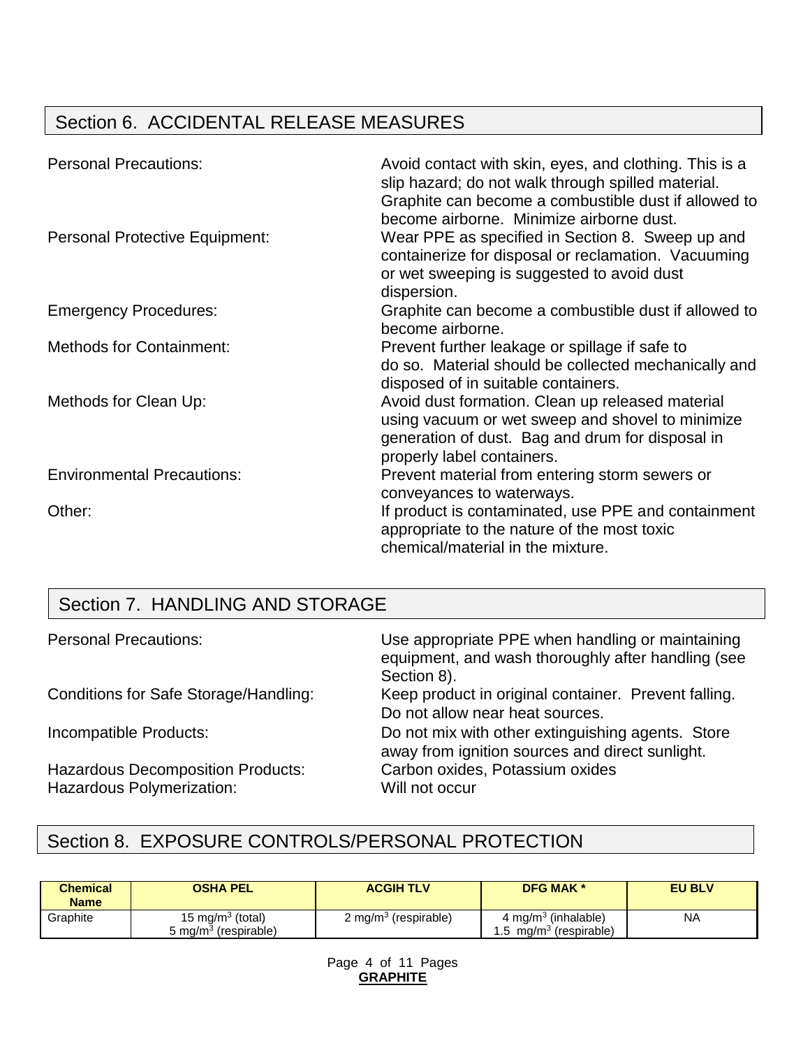## Section 6. ACCIDENTAL RELEASE MEASURES

Personal Precautions: Avoid contact with skin, eyes, and clothing. This is a slip hazard; do not walk through spilled material. Graphite can become a combustible dust if allowed to become airborne. Minimize airborne dust.

Personal Protective Equipment: Wear PPE as specified in Section 8. Sweep up and containerize for disposal or reclamation. Vacuuming or wet sweeping is suggested to avoid dust dispersion.

Emergency Procedures: Graphite can become a combustible dust if allowed to become airborne.

Methods for Containment: Prevent further leakage or spillage if safe to do so. Material should be collected mechanically and disposed of in suitable containers.

Methods for Clean Up: Avoid dust formation. Clean up released material using vacuum or wet sweep and shovel to minimize generation of dust. Bag and drum for disposal in properly label containers.

Environmental Precautions: Prevent material from entering storm sewers or conveyances to waterways.

Other: If product is contaminated, use PPE and containment appropriate to the nature of the most toxic chemical/material in the mixture.

## Section 7. HANDLING AND STORAGE

Personal Precautions: Use appropriate PPE when handling or maintaining equipment, and wash thoroughly after handling (see Section 8).

Conditions for Safe Storage/Handling: Keep product in original container. Prevent falling. Do not allow near heat sources.

Incompatible Products: Do not mix with other extinguishing agents. Store away from ignition sources and direct sunlight.

Hazardous Decomposition Products: Carbon oxides, Potassium oxides

Hazardous Polymerization: Will not occur

## Section 8. EXPOSURE CONTROLS/PERSONAL PROTECTION

| Chemical Name | OSHA PEL | ACGIH TLV | DFG MAK * | EU BLV |
|---|---|---|---|---|
| Graphite | 15 mg/m$^3$ (total)<br>5 mg/m$^3$ (respirable) | 2 mg/m$^3$ (respirable) | 4 mg/m$^3$ (inhalable)<br>1.5 mg/m$^3$ (respirable) | NA |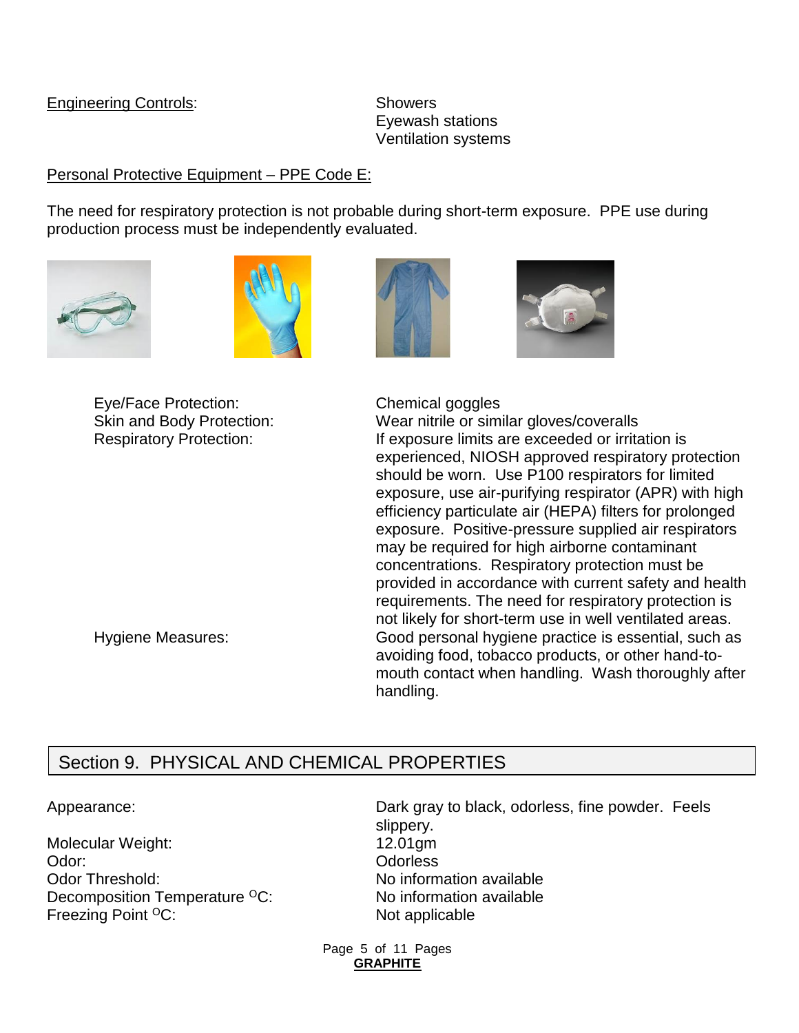Engineering Controls: Showers
Eyewash stations
Ventilation systems

Personal Protective Equipment – PPE Code E:

The need for respiratory protection is not probable during short-term exposure. PPE use during production process must be independently evaluated.

| | |
|---|---|
| Eye/Face Protection: | Chemical goggles |
| Skin and Body Protection: | Wear nitrile or similar gloves/coveralls |
| Respiratory Protection: | If exposure limits are exceeded or irritation is experienced, NIOSH approved respiratory protection should be worn. Use P100 respirators for limited exposure, use air-purifying respirator (APR) with high efficiency particulate air (HEPA) filters for prolonged exposure. Positive-pressure supplied air respirators may be required for high airborne contaminant concentrations. Respiratory protection must be provided in accordance with current safety and health requirements. The need for respiratory protection is not likely for short-term use in well ventilated areas. |
| Hygiene Measures: | Good personal hygiene practice is essential, such as avoiding food, tobacco products, or other hand-to-mouth contact when handling. Wash thoroughly after handling. |

## Section 9. PHYSICAL AND CHEMICAL PROPERTIES

| | |
|---|---|
| Appearance: | Dark gray to black, odorless, fine powder. Feels slippery. |
| Molecular Weight: | 12.01gm |
| Odor: | Odorless |
| Odor Threshold: | No information available |
| Decomposition Temperature $^{O}$C: | No information available |
| Freezing Point $^{O}$C: | Not applicable |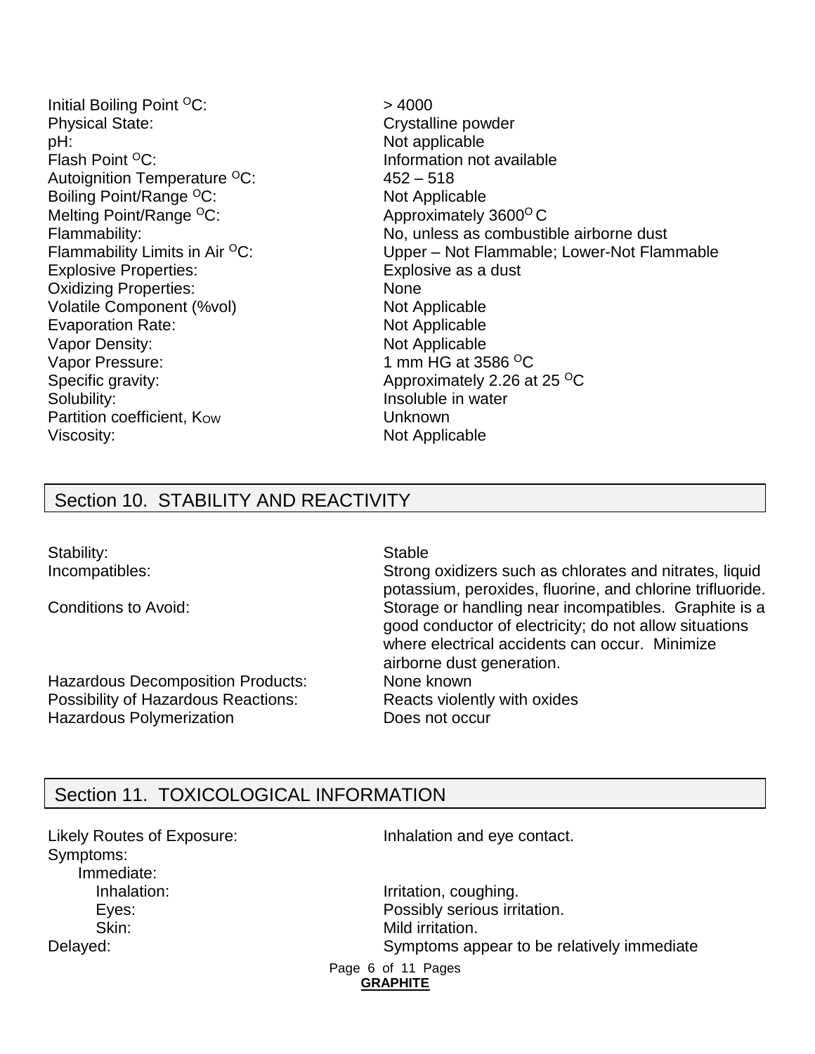| | |
|---|---|
| Initial Boiling Point °C: | > 4000 |
| Physical State: | Crystalline powder |
| pH: | Not applicable |
| Flash Point °C: | Information not available |
| Autoignition Temperature °C: | 452 – 518 |
| Boiling Point/Range °C: | Not Applicable |
| Melting Point/Range °C: | Approximately 3600° C |
| Flammability: | No, unless as combustible airborne dust |
| Flammability Limits in Air °C: | Upper – Not Flammable; Lower-Not Flammable |
| Explosive Properties: | Explosive as a dust |
| Oxidizing Properties: | None |
| Volatile Component (%vol) | Not Applicable |
| Evaporation Rate: | Not Applicable |
| Vapor Density: | Not Applicable |
| Vapor Pressure: | 1 mm HG at 3586 °C |
| Specific gravity: | Approximately 2.26 at 25 °C |
| Solubility: | Insoluble in water |
| Partition coefficient, $K_{OW}$ | Unknown |
| Viscosity: | Not Applicable |

## Section 10. STABILITY AND REACTIVITY

| | |
|---|---|
| Stability: | Stable |
| Incompatibles: | Strong oxidizers such as chlorates and nitrates, liquid potassium, peroxides, fluorine, and chlorine trifluoride. |
| Conditions to Avoid: | Storage or handling near incompatibles. Graphite is a good conductor of electricity; do not allow situations where electrical accidents can occur. Minimize airborne dust generation. |
| Hazardous Decomposition Products: | None known |
| Possibility of Hazardous Reactions: | Reacts violently with oxides |
| Hazardous Polymerization | Does not occur |

## Section 11. TOXICOLOGICAL INFORMATION

| | |
|---|---|
| Likely Routes of Exposure: | Inhalation and eye contact. |
| Symptoms: | |
| Immediate: | |
| Inhalation: | Irritation, coughing. |
| Eyes: | Possibly serious irritation. |
| Skin: | Mild irritation. |
| Delayed: | Symptoms appear to be relatively immediate |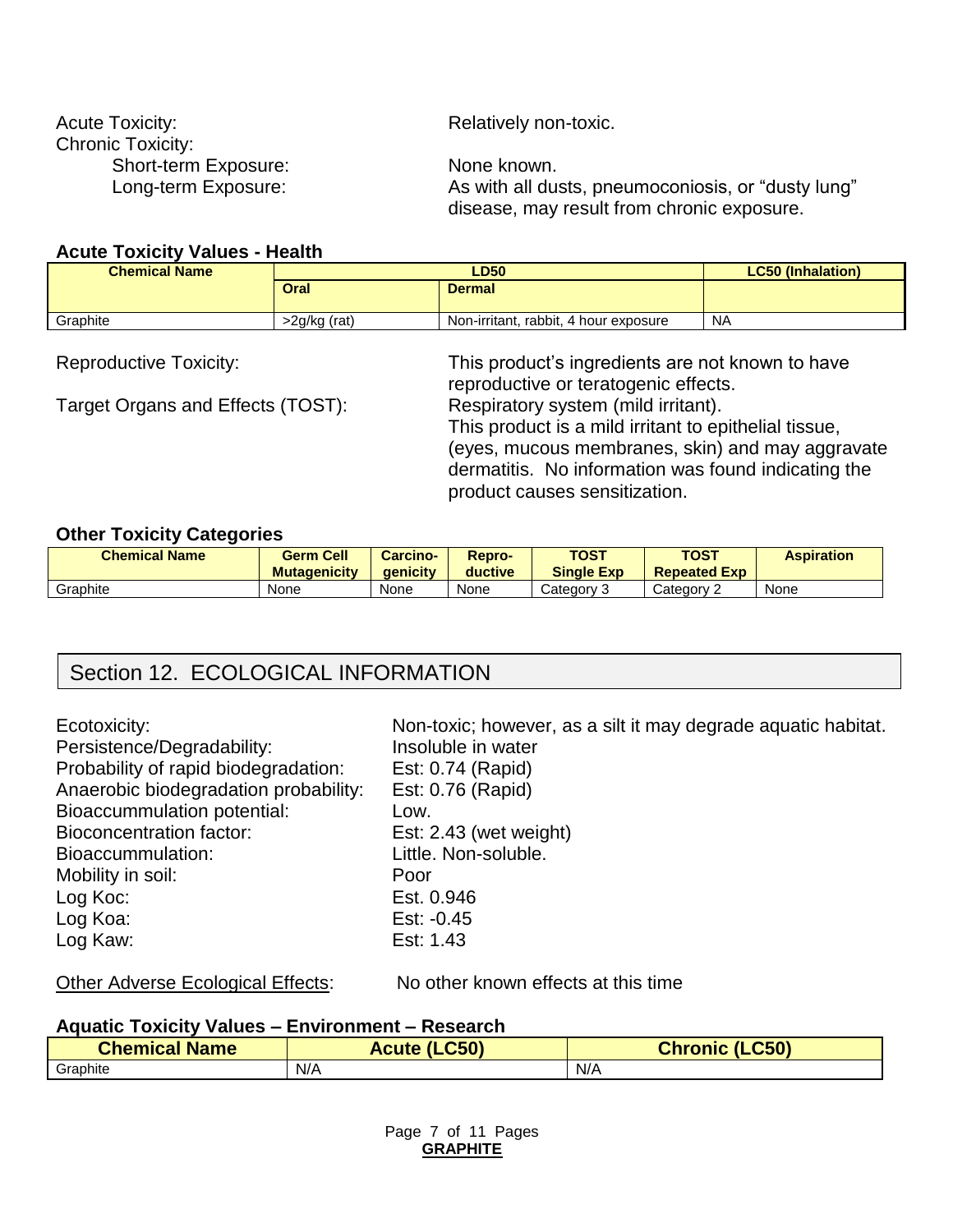Acute Toxicity: Relatively non-toxic.

Chronic Toxicity:

- Short-term Exposure: None known.
- Long-term Exposure: As with all dusts, pneumoconiosis, or "dusty lung" disease, may result from chronic exposure.

### Acute Toxicity Values - Health

| Chemical Name | LD50 | | LC50 (Inhalation) |
|---|---|---|---|
| | Oral | Dermal | |
| Graphite | >2g/kg (rat) | Non-irritant, rabbit, 4 hour exposure | NA |

Reproductive Toxicity: This product's ingredients are not known to have reproductive or teratogenic effects.

Target Organs and Effects (TOST): Respiratory system (mild irritant). This product is a mild irritant to epithelial tissue, (eyes, mucous membranes, skin) and may aggravate dermatitis. No information was found indicating the product causes sensitization.

### Other Toxicity Categories

| Chemical Name | Germ Cell Mutagenicity | Carcino-genicity | Repro-ductive | TOST Single Exp | TOST Repeated Exp | Aspiration |
|---|---|---|---|---|---|---|
| Graphite | None | None | None | Category 3 | Category 2 | None |

## Section 12. ECOLOGICAL INFORMATION

Ecotoxicity: Non-toxic; however, as a silt it may degrade aquatic habitat.
Persistence/Degradability: Insoluble in water
Probability of rapid biodegradation: Est: 0.74 (Rapid)
Anaerobic biodegradation probability: Est: 0.76 (Rapid)
Bioaccummulation potential: Low.
Bioconcentration factor: Est: 2.43 (wet weight)
Bioaccummulation: Little. Non-soluble.
Mobility in soil: Poor
Log Koc: Est. 0.946
Log Koa: Est: -0.45
Log Kaw: Est: 1.43

Other Adverse Ecological Effects: No other known effects at this time

### Aquatic Toxicity Values – Environment – Research

| Chemical Name | Acute (LC50) | Chronic (LC50) |
|---|---|---|
| Graphite | N/A | N/A |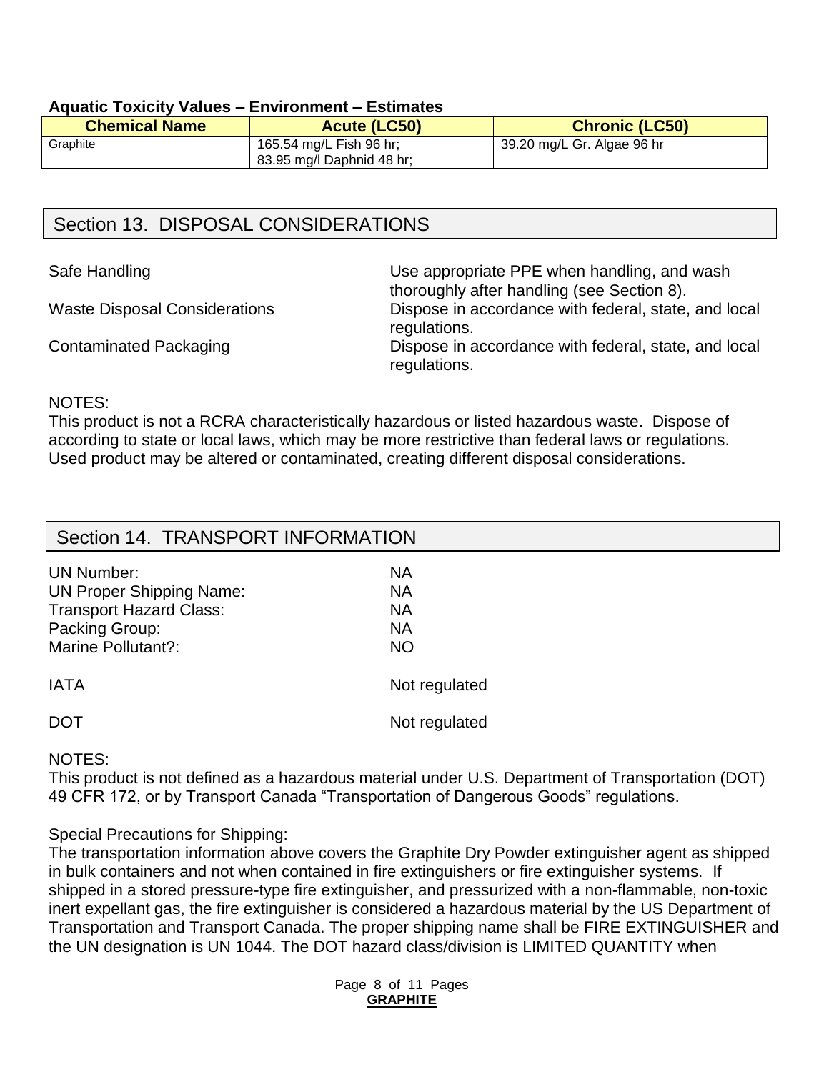**Aquatic Toxicity Values – Environment – Estimates**

| Chemical Name | Acute (LC50) | Chronic (LC50) |
|---|---|---|
| Graphite | 165.54 mg/L Fish 96 hr; 83.95 mg/l Daphnid 48 hr; | 39.20 mg/L Gr. Algae 96 hr |

## Section 13. DISPOSAL CONSIDERATIONS

| | |
|---|---|
| Safe Handling | Use appropriate PPE when handling, and wash thoroughly after handling (see Section 8). |
| Waste Disposal Considerations | Dispose in accordance with federal, state, and local regulations. |
| Contaminated Packaging | Dispose in accordance with federal, state, and local regulations. |

NOTES:
This product is not a RCRA characteristically hazardous or listed hazardous waste. Dispose of according to state or local laws, which may be more restrictive than federal laws or regulations. Used product may be altered or contaminated, creating different disposal considerations.

## Section 14. TRANSPORT INFORMATION

| | |
|---|---|
| UN Number: | NA |
| UN Proper Shipping Name: | NA |
| Transport Hazard Class: | NA |
| Packing Group: | NA |
| Marine Pollutant?: | NO |
| IATA | Not regulated |
| DOT | Not regulated |

NOTES:
This product is not defined as a hazardous material under U.S. Department of Transportation (DOT) 49 CFR 172, or by Transport Canada "Transportation of Dangerous Goods" regulations.

Special Precautions for Shipping:
The transportation information above covers the Graphite Dry Powder extinguisher agent as shipped in bulk containers and not when contained in fire extinguishers or fire extinguisher systems. If shipped in a stored pressure-type fire extinguisher, and pressurized with a non-flammable, non-toxic inert expellant gas, the fire extinguisher is considered a hazardous material by the US Department of Transportation and Transport Canada. The proper shipping name shall be FIRE EXTINGUISHER and the UN designation is UN 1044. The DOT hazard class/division is LIMITED QUANTITY when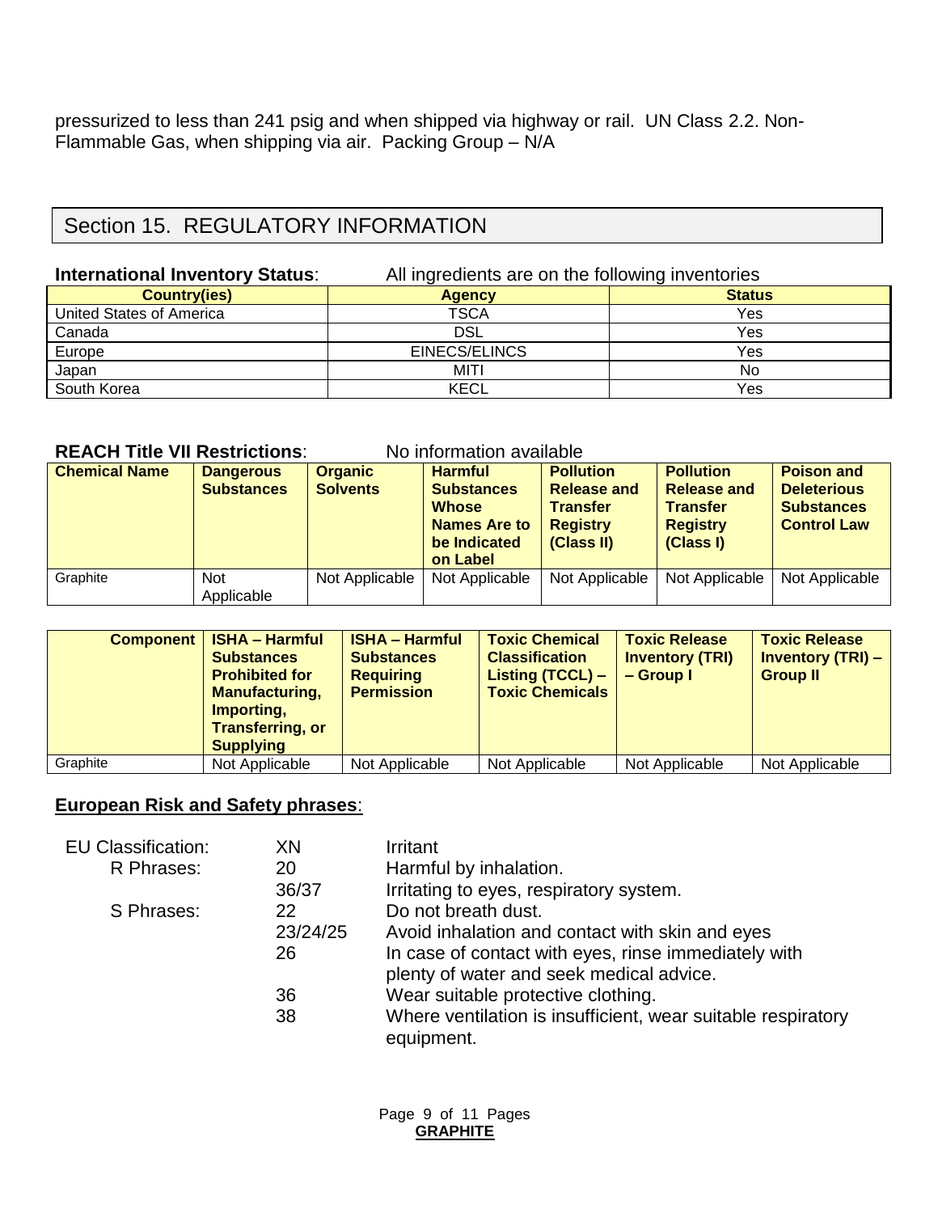pressurized to less than 241 psig and when shipped via highway or rail. UN Class 2.2. Non-Flammable Gas, when shipping via air. Packing Group – N/A

## Section 15. REGULATORY INFORMATION

**International Inventory Status**: All ingredients are on the following inventories

| Country(ies) | Agency | Status |
|---|---|---|
| United States of America | TSCA | Yes |
| Canada | DSL | Yes |
| Europe | EINECS/ELINCS | Yes |
| Japan | MITI | No |
| South Korea | KECL | Yes |

**REACH Title VII Restrictions**: No information available

| Chemical Name | Dangerous Substances | Organic Solvents | Harmful Substances Whose Names Are to be Indicated on Label | Pollution Release and Transfer Registry (Class II) | Pollution Release and Transfer Registry (Class I) | Poison and Deleterious Substances Control Law |
|---|---|---|---|---|---|---|
| Graphite | Not Applicable | Not Applicable | Not Applicable | Not Applicable | Not Applicable | Not Applicable |

| Component | ISHA – Harmful Substances Prohibited for Manufacturing, Importing, Transferring, or Supplying | ISHA – Harmful Substances Requiring Permission | Toxic Chemical Classification Listing (TCCL) – Toxic Chemicals | Toxic Release Inventory (TRI) – Group I | Toxic Release Inventory (TRI) – Group II |
|---|---|---|---|---|---|
| Graphite | Not Applicable | Not Applicable | Not Applicable | Not Applicable | Not Applicable |

**European Risk and Safety phrases**:

| | | |
|---|---|---|
| EU Classification: | XN | Irritant |
| R Phrases: | 20 | Harmful by inhalation. |
| | 36/37 | Irritating to eyes, respiratory system. |
| S Phrases: | 22 | Do not breath dust. |
| | 23/24/25 | Avoid inhalation and contact with skin and eyes |
| | 26 | In case of contact with eyes, rinse immediately with plenty of water and seek medical advice. |
| | 36 | Wear suitable protective clothing. |
| | 38 | Where ventilation is insufficient, wear suitable respiratory equipment. |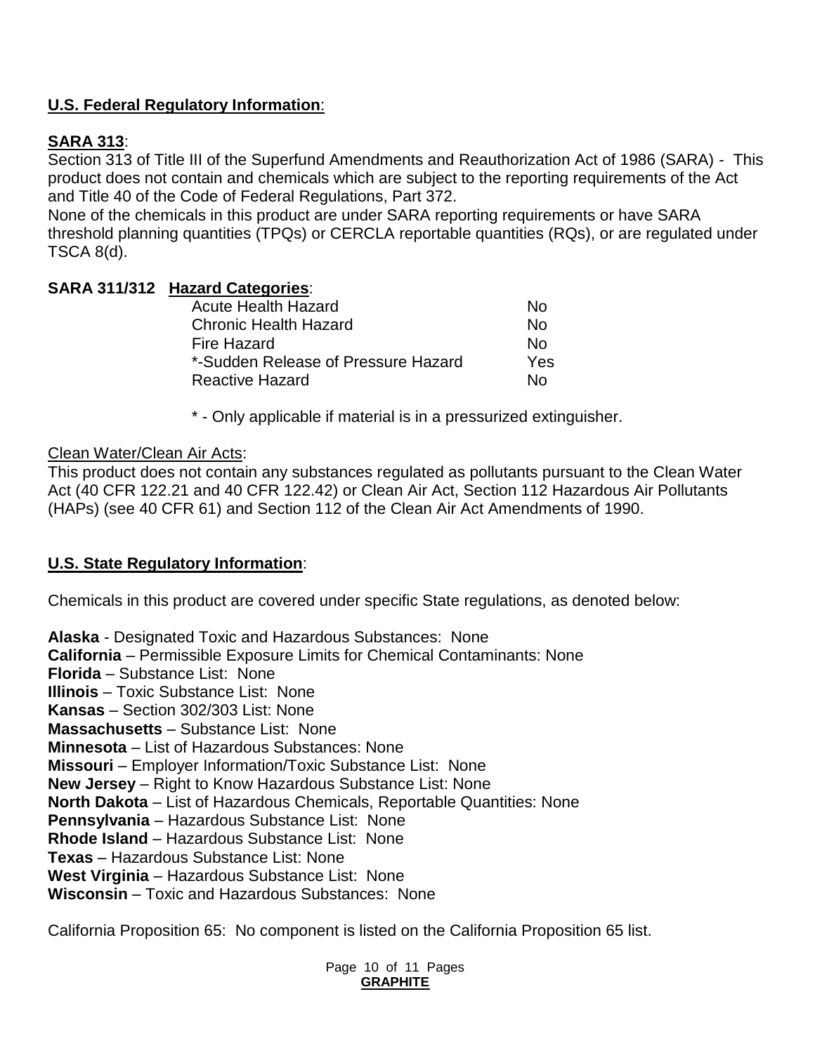**U.S. Federal Regulatory Information**:

**SARA 313**:

Section 313 of Title III of the Superfund Amendments and Reauthorization Act of 1986 (SARA) - This product does not contain and chemicals which are subject to the reporting requirements of the Act and Title 40 of the Code of Federal Regulations, Part 372.

None of the chemicals in this product are under SARA reporting requirements or have SARA threshold planning quantities (TPQs) or CERCLA reportable quantities (RQs), or are regulated under TSCA 8(d).

**SARA 311/312 Hazard Categories**:

| Hazard Category | |
|---|---|
| Acute Health Hazard | No |
| Chronic Health Hazard | No |
| Fire Hazard | No |
| *-Sudden Release of Pressure Hazard | Yes |
| Reactive Hazard | No |

\* - Only applicable if material is in a pressurized extinguisher.

Clean Water/Clean Air Acts:

This product does not contain any substances regulated as pollutants pursuant to the Clean Water Act (40 CFR 122.21 and 40 CFR 122.42) or Clean Air Act, Section 112 Hazardous Air Pollutants (HAPs) (see 40 CFR 61) and Section 112 of the Clean Air Act Amendments of 1990.

**U.S. State Regulatory Information**:

Chemicals in this product are covered under specific State regulations, as denoted below:

**Alaska** - Designated Toxic and Hazardous Substances: None
**California** – Permissible Exposure Limits for Chemical Contaminants: None
**Florida** – Substance List: None
**Illinois** – Toxic Substance List: None
**Kansas** – Section 302/303 List: None
**Massachusetts** – Substance List: None
**Minnesota** – List of Hazardous Substances: None
**Missouri** – Employer Information/Toxic Substance List: None
**New Jersey** – Right to Know Hazardous Substance List: None
**North Dakota** – List of Hazardous Chemicals, Reportable Quantities: None
**Pennsylvania** – Hazardous Substance List: None
**Rhode Island** – Hazardous Substance List: None
**Texas** – Hazardous Substance List: None
**West Virginia** – Hazardous Substance List: None
**Wisconsin** – Toxic and Hazardous Substances: None

California Proposition 65: No component is listed on the California Proposition 65 list.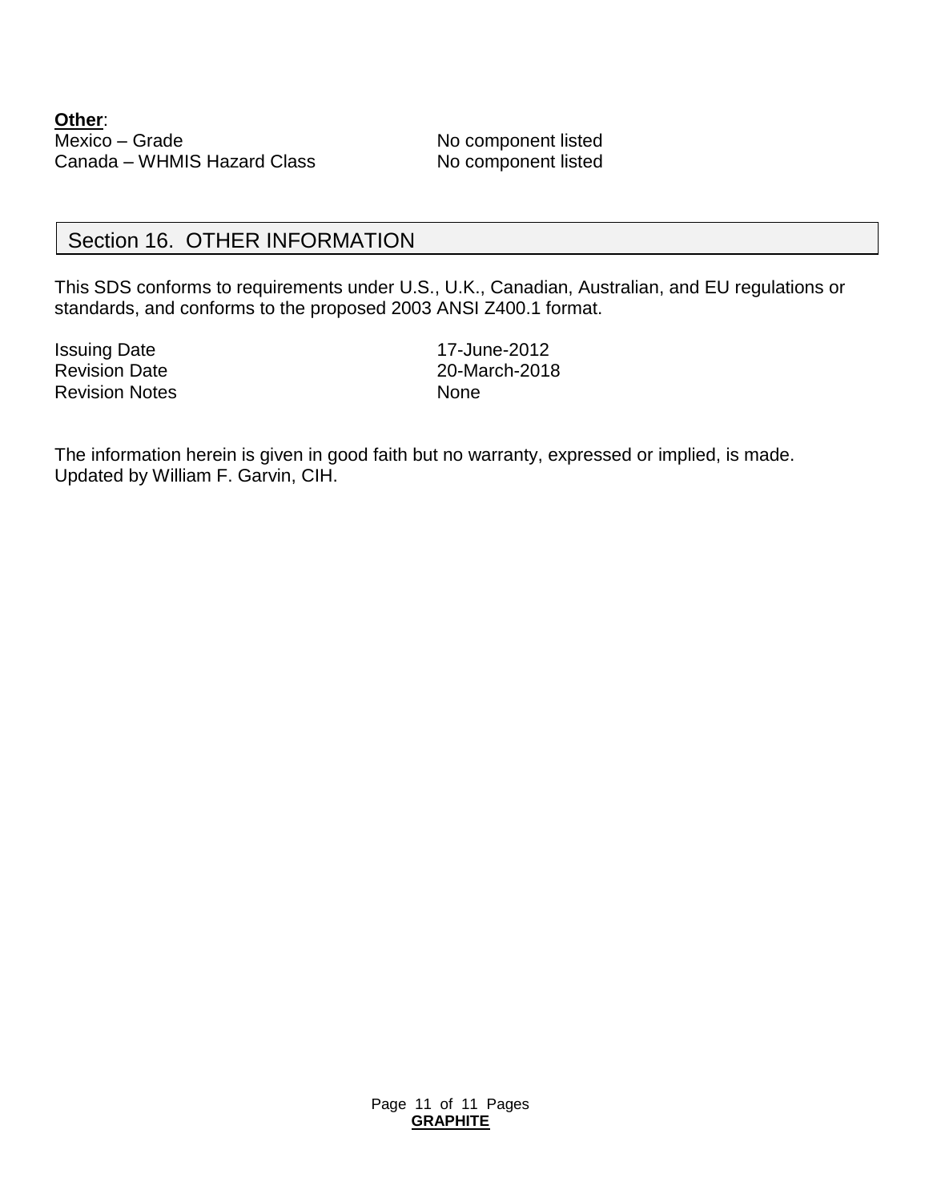**Other**:

| | |
|---|---|
| Mexico – Grade | No component listed |
| Canada – WHMIS Hazard Class | No component listed |

## Section 16. OTHER INFORMATION

This SDS conforms to requirements under U.S., U.K., Canadian, Australian, and EU regulations or standards, and conforms to the proposed 2003 ANSI Z400.1 format.

| | |
|---|---|
| Issuing Date | 17-June-2012 |
| Revision Date | 20-March-2018 |
| Revision Notes | None |

The information herein is given in good faith but no warranty, expressed or implied, is made.
Updated by William F. Garvin, CIH.